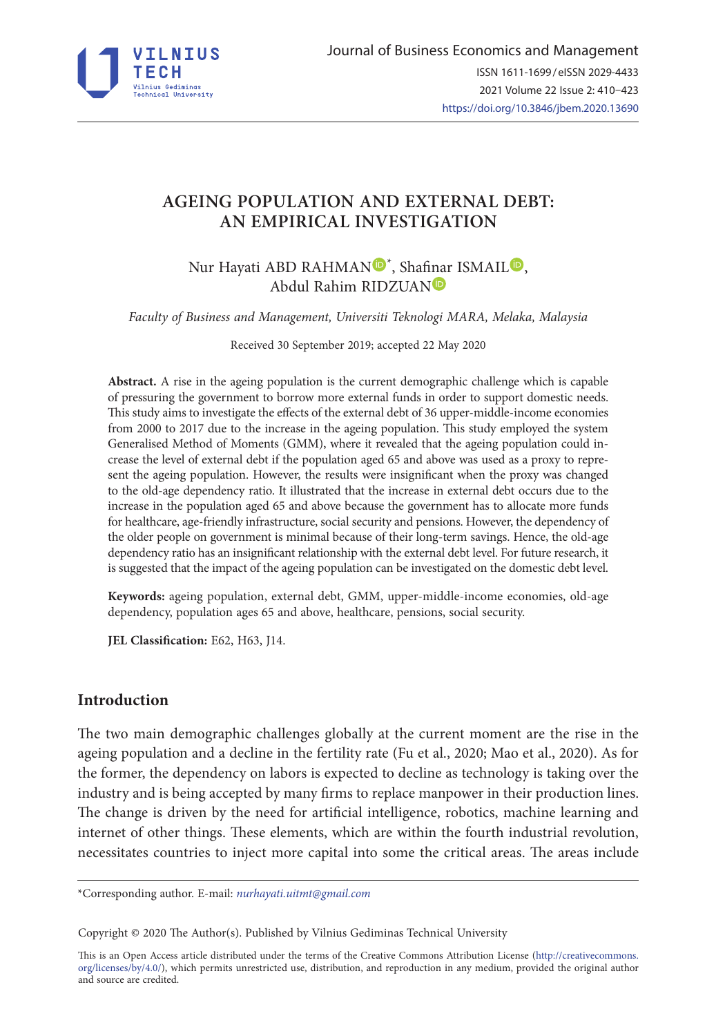# AGEING POPULATION AND EXTERNAL DEBT: AN EMPIRICAL INVESTIGATION

Nur Hayati ABD RAHMAN*, Shafinar ISMAIL, Abdul Rahim RIDZUAN

*Faculty of Business and Management, Universiti Teknologi MARA, Melaka, Malaysia*

Received 30 September 2019; accepted 22 May 2020

**Abstract.** A rise in the ageing population is the current demographic challenge which is capable of pressuring the government to borrow more external funds in order to support domestic needs. This study aims to investigate the effects of the external debt of 36 upper-middle-income economies from 2000 to 2017 due to the increase in the ageing population. This study employed the system Generalised Method of Moments (GMM), where it revealed that the ageing population could increase the level of external debt if the population aged 65 and above was used as a proxy to represent the ageing population. However, the results were insignificant when the proxy was changed to the old-age dependency ratio. It illustrated that the increase in external debt occurs due to the increase in the population aged 65 and above because the government has to allocate more funds for healthcare, age-friendly infrastructure, social security and pensions. However, the dependency of the older people on government is minimal because of their long-term savings. Hence, the old-age dependency ratio has an insignificant relationship with the external debt level. For future research, it is suggested that the impact of the ageing population can be investigated on the domestic debt level.

**Keywords:** ageing population, external debt, GMM, upper-middle-income economies, old-age dependency, population ages 65 and above, healthcare, pensions, social security.

**JEL Classification:** E62, H63, J14.

## Introduction

The two main demographic challenges globally at the current moment are the rise in the ageing population and a decline in the fertility rate (Fu et al., 2020; Mao et al., 2020). As for the former, the dependency on labors is expected to decline as technology is taking over the industry and is being accepted by many firms to replace manpower in their production lines. The change is driven by the need for artificial intelligence, robotics, machine learning and internet of other things. These elements, which are within the fourth industrial revolution, necessitates countries to inject more capital into some the critical areas. The areas include

*Corresponding author. E-mail: *nurhayati.uitmt@gmail.com*

Copyright © 2020 The Author(s). Published by Vilnius Gediminas Technical University

This is an Open Access article distributed under the terms of the Creative Commons Attribution License (http://creativecommons.org/licenses/by/4.0/), which permits unrestricted use, distribution, and reproduction in any medium, provided the original author and source are credited.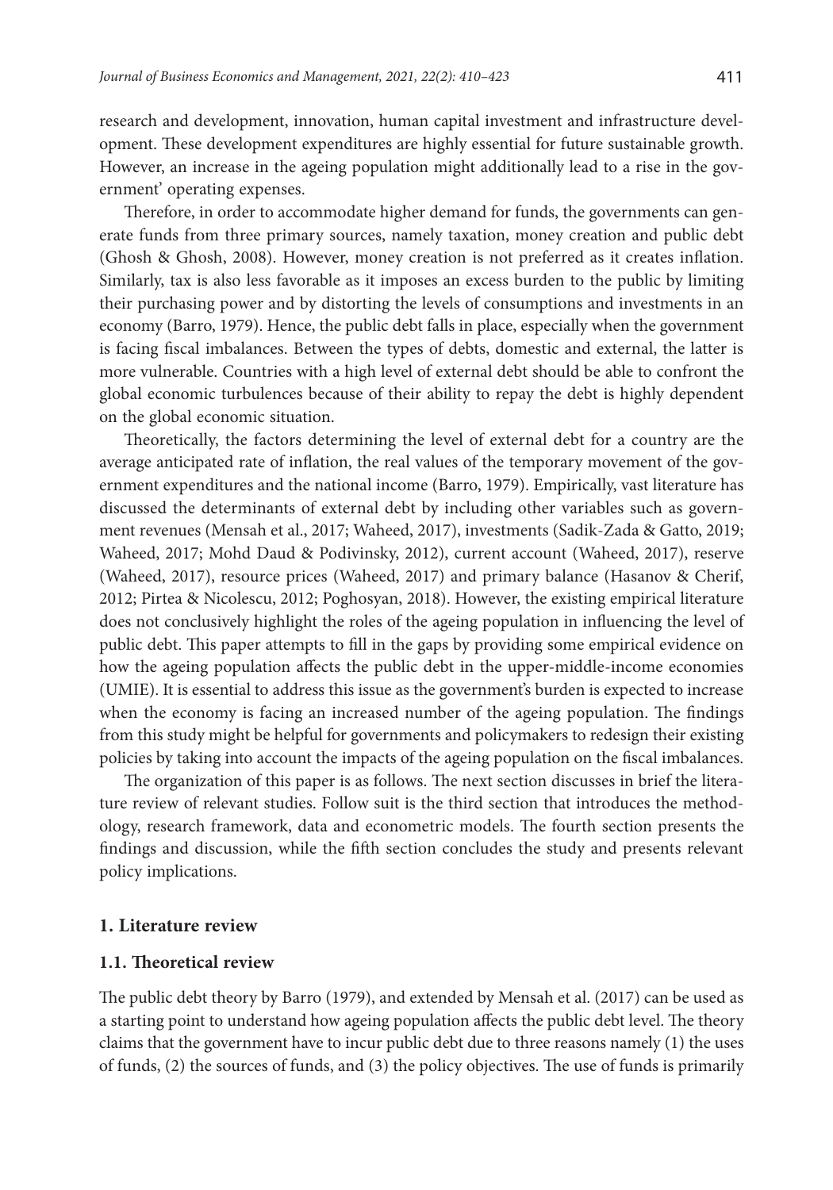research and development, innovation, human capital investment and infrastructure development. These development expenditures are highly essential for future sustainable growth. However, an increase in the ageing population might additionally lead to a rise in the government' operating expenses.

Therefore, in order to accommodate higher demand for funds, the governments can generate funds from three primary sources, namely taxation, money creation and public debt (Ghosh & Ghosh, 2008). However, money creation is not preferred as it creates inflation. Similarly, tax is also less favorable as it imposes an excess burden to the public by limiting their purchasing power and by distorting the levels of consumptions and investments in an economy (Barro, 1979). Hence, the public debt falls in place, especially when the government is facing fiscal imbalances. Between the types of debts, domestic and external, the latter is more vulnerable. Countries with a high level of external debt should be able to confront the global economic turbulences because of their ability to repay the debt is highly dependent on the global economic situation.

Theoretically, the factors determining the level of external debt for a country are the average anticipated rate of inflation, the real values of the temporary movement of the government expenditures and the national income (Barro, 1979). Empirically, vast literature has discussed the determinants of external debt by including other variables such as government revenues (Mensah et al., 2017; Waheed, 2017), investments (Sadik-Zada & Gatto, 2019; Waheed, 2017; Mohd Daud & Podivinsky, 2012), current account (Waheed, 2017), reserve (Waheed, 2017), resource prices (Waheed, 2017) and primary balance (Hasanov & Cherif, 2012; Pirtea & Nicolescu, 2012; Poghosyan, 2018). However, the existing empirical literature does not conclusively highlight the roles of the ageing population in influencing the level of public debt. This paper attempts to fill in the gaps by providing some empirical evidence on how the ageing population affects the public debt in the upper-middle-income economies (UMIE). It is essential to address this issue as the government's burden is expected to increase when the economy is facing an increased number of the ageing population. The findings from this study might be helpful for governments and policymakers to redesign their existing policies by taking into account the impacts of the ageing population on the fiscal imbalances.

The organization of this paper is as follows. The next section discusses in brief the literature review of relevant studies. Follow suit is the third section that introduces the methodology, research framework, data and econometric models. The fourth section presents the findings and discussion, while the fifth section concludes the study and presents relevant policy implications.

## 1. Literature review

### 1.1. Theoretical review

The public debt theory by Barro (1979), and extended by Mensah et al. (2017) can be used as a starting point to understand how ageing population affects the public debt level. The theory claims that the government have to incur public debt due to three reasons namely (1) the uses of funds, (2) the sources of funds, and (3) the policy objectives. The use of funds is primarily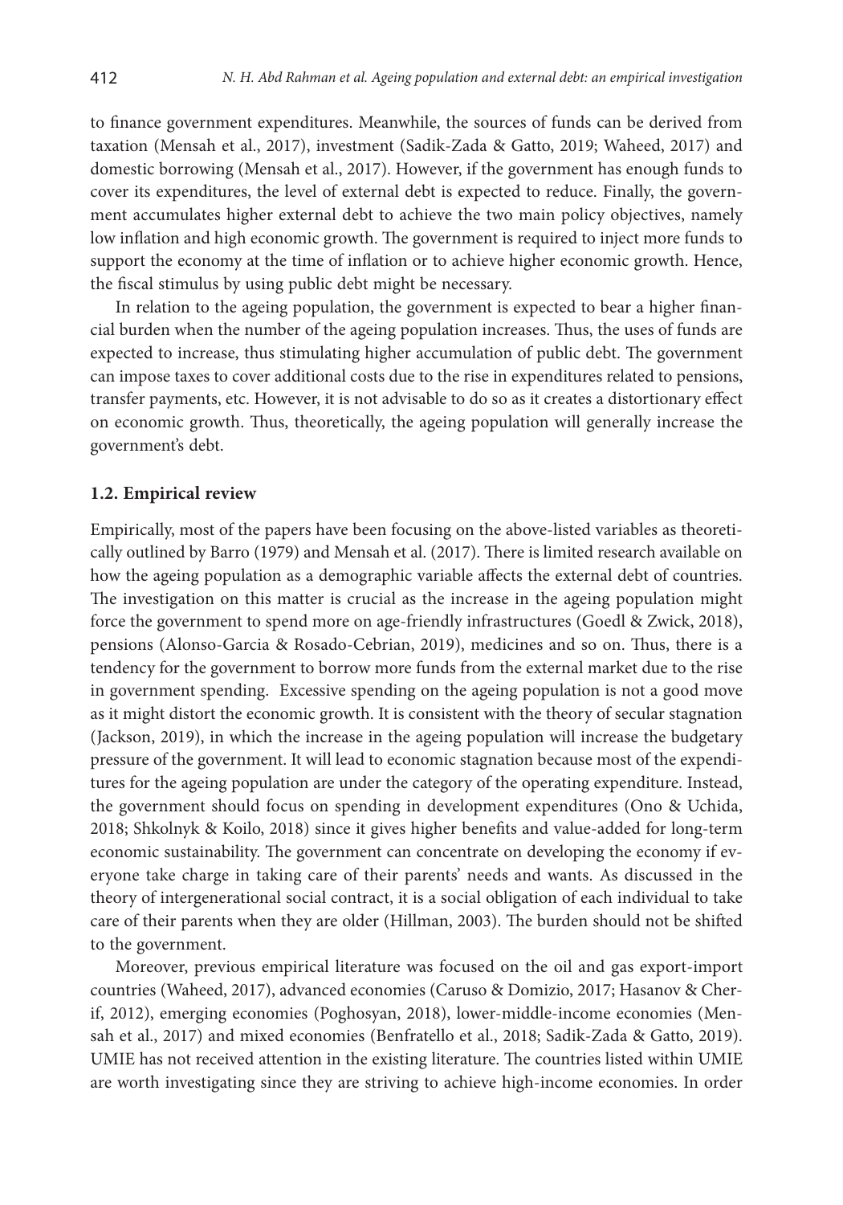to finance government expenditures. Meanwhile, the sources of funds can be derived from taxation (Mensah et al., 2017), investment (Sadik-Zada & Gatto, 2019; Waheed, 2017) and domestic borrowing (Mensah et al., 2017). However, if the government has enough funds to cover its expenditures, the level of external debt is expected to reduce. Finally, the government accumulates higher external debt to achieve the two main policy objectives, namely low inflation and high economic growth. The government is required to inject more funds to support the economy at the time of inflation or to achieve higher economic growth. Hence, the fiscal stimulus by using public debt might be necessary.

In relation to the ageing population, the government is expected to bear a higher financial burden when the number of the ageing population increases. Thus, the uses of funds are expected to increase, thus stimulating higher accumulation of public debt. The government can impose taxes to cover additional costs due to the rise in expenditures related to pensions, transfer payments, etc. However, it is not advisable to do so as it creates a distortionary effect on economic growth. Thus, theoretically, the ageing population will generally increase the government's debt.

### 1.2. Empirical review

Empirically, most of the papers have been focusing on the above-listed variables as theoretically outlined by Barro (1979) and Mensah et al. (2017). There is limited research available on how the ageing population as a demographic variable affects the external debt of countries. The investigation on this matter is crucial as the increase in the ageing population might force the government to spend more on age-friendly infrastructures (Goedl & Zwick, 2018), pensions (Alonso-Garcia & Rosado-Cebrian, 2019), medicines and so on. Thus, there is a tendency for the government to borrow more funds from the external market due to the rise in government spending. Excessive spending on the ageing population is not a good move as it might distort the economic growth. It is consistent with the theory of secular stagnation (Jackson, 2019), in which the increase in the ageing population will increase the budgetary pressure of the government. It will lead to economic stagnation because most of the expenditures for the ageing population are under the category of the operating expenditure. Instead, the government should focus on spending in development expenditures (Ono & Uchida, 2018; Shkolnyk & Koilo, 2018) since it gives higher benefits and value-added for long-term economic sustainability. The government can concentrate on developing the economy if everyone take charge in taking care of their parents' needs and wants. As discussed in the theory of intergenerational social contract, it is a social obligation of each individual to take care of their parents when they are older (Hillman, 2003). The burden should not be shifted to the government.

Moreover, previous empirical literature was focused on the oil and gas export-import countries (Waheed, 2017), advanced economies (Caruso & Domizio, 2017; Hasanov & Cherif, 2012), emerging economies (Poghosyan, 2018), lower-middle-income economies (Mensah et al., 2017) and mixed economies (Benfratello et al., 2018; Sadik-Zada & Gatto, 2019). UMIE has not received attention in the existing literature. The countries listed within UMIE are worth investigating since they are striving to achieve high-income economies. In order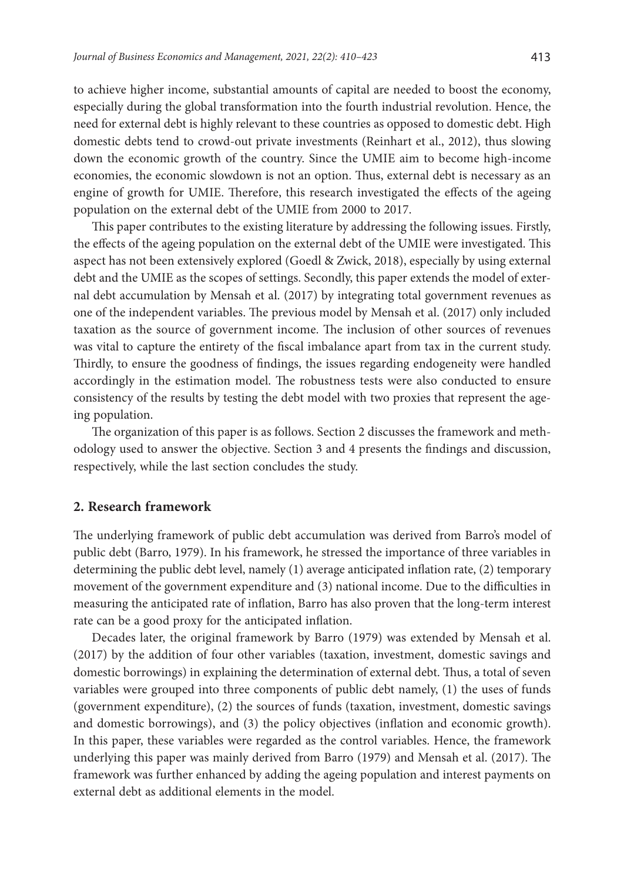to achieve higher income, substantial amounts of capital are needed to boost the economy, especially during the global transformation into the fourth industrial revolution. Hence, the need for external debt is highly relevant to these countries as opposed to domestic debt. High domestic debts tend to crowd-out private investments (Reinhart et al., 2012), thus slowing down the economic growth of the country. Since the UMIE aim to become high-income economies, the economic slowdown is not an option. Thus, external debt is necessary as an engine of growth for UMIE. Therefore, this research investigated the effects of the ageing population on the external debt of the UMIE from 2000 to 2017.

This paper contributes to the existing literature by addressing the following issues. Firstly, the effects of the ageing population on the external debt of the UMIE were investigated. This aspect has not been extensively explored (Goedl & Zwick, 2018), especially by using external debt and the UMIE as the scopes of settings. Secondly, this paper extends the model of external debt accumulation by Mensah et al. (2017) by integrating total government revenues as one of the independent variables. The previous model by Mensah et al. (2017) only included taxation as the source of government income. The inclusion of other sources of revenues was vital to capture the entirety of the fiscal imbalance apart from tax in the current study. Thirdly, to ensure the goodness of findings, the issues regarding endogeneity were handled accordingly in the estimation model. The robustness tests were also conducted to ensure consistency of the results by testing the debt model with two proxies that represent the ageing population.

The organization of this paper is as follows. Section 2 discusses the framework and methodology used to answer the objective. Section 3 and 4 presents the findings and discussion, respectively, while the last section concludes the study.

## 2. Research framework

The underlying framework of public debt accumulation was derived from Barro's model of public debt (Barro, 1979). In his framework, he stressed the importance of three variables in determining the public debt level, namely (1) average anticipated inflation rate, (2) temporary movement of the government expenditure and (3) national income. Due to the difficulties in measuring the anticipated rate of inflation, Barro has also proven that the long-term interest rate can be a good proxy for the anticipated inflation.

Decades later, the original framework by Barro (1979) was extended by Mensah et al. (2017) by the addition of four other variables (taxation, investment, domestic savings and domestic borrowings) in explaining the determination of external debt. Thus, a total of seven variables were grouped into three components of public debt namely, (1) the uses of funds (government expenditure), (2) the sources of funds (taxation, investment, domestic savings and domestic borrowings), and (3) the policy objectives (inflation and economic growth). In this paper, these variables were regarded as the control variables. Hence, the framework underlying this paper was mainly derived from Barro (1979) and Mensah et al. (2017). The framework was further enhanced by adding the ageing population and interest payments on external debt as additional elements in the model.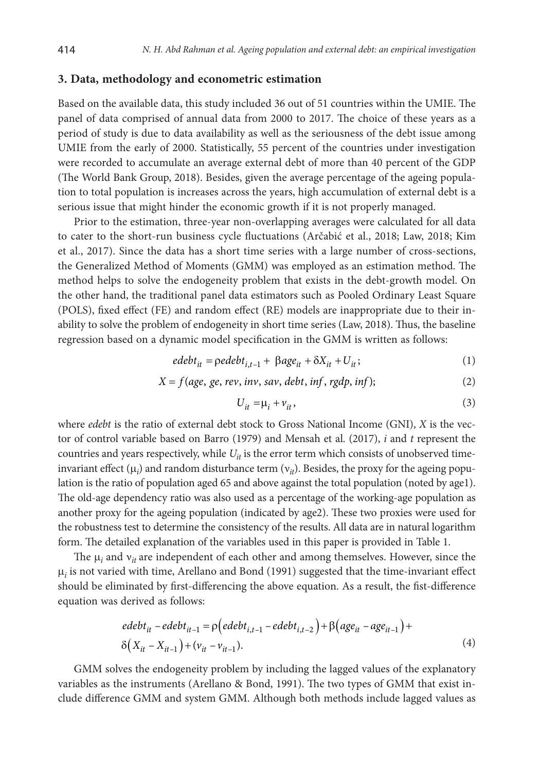## 3. Data, methodology and econometric estimation

Based on the available data, this study included 36 out of 51 countries within the UMIE. The panel of data comprised of annual data from 2000 to 2017. The choice of these years as a period of study is due to data availability as well as the seriousness of the debt issue among UMIE from the early of 2000. Statistically, 55 percent of the countries under investigation were recorded to accumulate an average external debt of more than 40 percent of the GDP (The World Bank Group, 2018). Besides, given the average percentage of the ageing population to total population is increases across the years, high accumulation of external debt is a serious issue that might hinder the economic growth if it is not properly managed.

Prior to the estimation, three-year non-overlapping averages were calculated for all data to cater to the short-run business cycle fluctuations (Arčabić et al., 2018; Law, 2018; Kim et al., 2017). Since the data has a short time series with a large number of cross-sections, the Generalized Method of Moments (GMM) was employed as an estimation method. The method helps to solve the endogeneity problem that exists in the debt-growth model. On the other hand, the traditional panel data estimators such as Pooled Ordinary Least Square (POLS), fixed effect (FE) and random effect (RE) models are inappropriate due to their inability to solve the problem of endogeneity in short time series (Law, 2018). Thus, the baseline regression based on a dynamic model specification in the GMM is written as follows:

$$edebt_{it} = \rho edebt_{i,t-1} + \beta age_{it} + \delta X_{it} + U_{it}; \tag{1}$$

$$X = f(age, ge, rev, inv, sav, debt, inf, rgdp, inf); \tag{2}$$

$$U_{it} = \mu_i + v_{it}, \tag{3}$$

where *edebt* is the ratio of external debt stock to Gross National Income (GNI), *X* is the vector of control variable based on Barro (1979) and Mensah et al. (2017), *i* and *t* represent the countries and years respectively, while $U_{it}$ is the error term which consists of unobserved time-invariant effect ($\mu_i$) and random disturbance term ($\nu_{it}$). Besides, the proxy for the ageing population is the ratio of population aged 65 and above against the total population (noted by age1). The old-age dependency ratio was also used as a percentage of the working-age population as another proxy for the ageing population (indicated by age2). These two proxies were used for the robustness test to determine the consistency of the results. All data are in natural logarithm form. The detailed explanation of the variables used in this paper is provided in Table 1.

The $\mu_i$ and $\nu_{it}$ are independent of each other and among themselves. However, since the $\mu_i$ is not varied with time, Arellano and Bond (1991) suggested that the time-invariant effect should be eliminated by first-differencing the above equation. As a result, the fist-difference equation was derived as follows:

$$edebt_{it} - edebt_{it-1} = \rho\left(edebt_{i,t-1} - edebt_{i,t-2}\right) + \beta\left(age_{it} - age_{it-1}\right) + \delta\left(X_{it} - X_{it-1}\right) + \left(v_{it} - v_{it-1}\right). \tag{4}$$

GMM solves the endogeneity problem by including the lagged values of the explanatory variables as the instruments (Arellano & Bond, 1991). The two types of GMM that exist include difference GMM and system GMM. Although both methods include lagged values as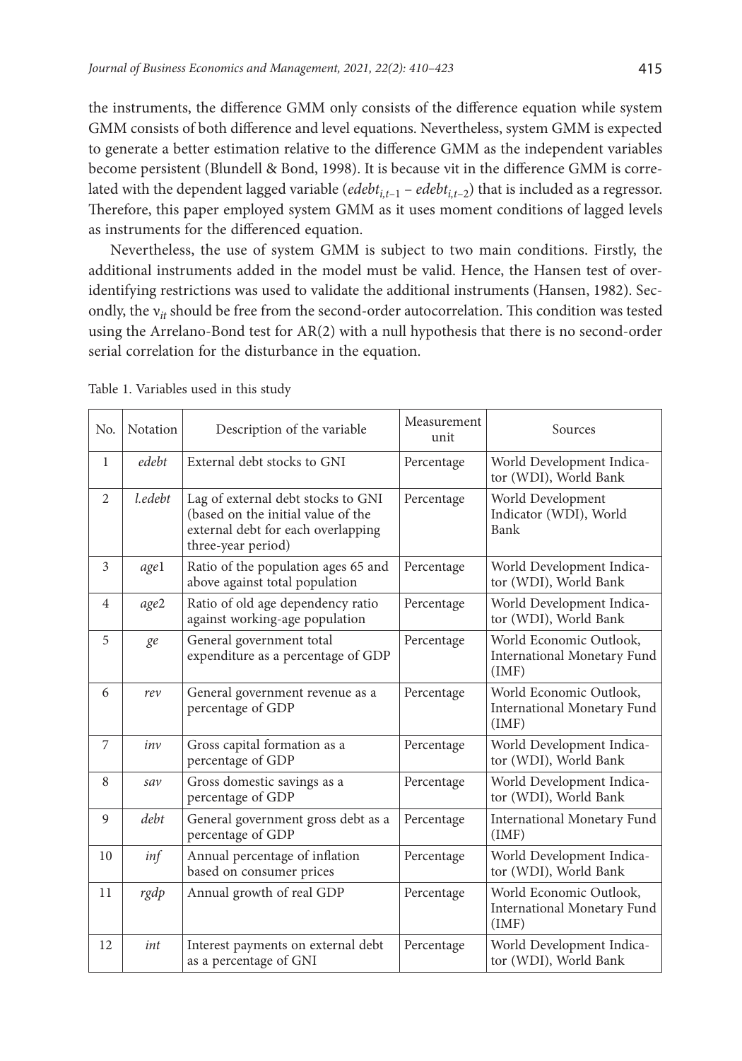the instruments, the difference GMM only consists of the difference equation while system GMM consists of both difference and level equations. Nevertheless, system GMM is expected to generate a better estimation relative to the difference GMM as the independent variables become persistent (Blundell & Bond, 1998). It is because vit in the difference GMM is correlated with the dependent lagged variable ($edebt_{i,t-1} - edebt_{i,t-2}$) that is included as a regressor. Therefore, this paper employed system GMM as it uses moment conditions of lagged levels as instruments for the differenced equation.

Nevertheless, the use of system GMM is subject to two main conditions. Firstly, the additional instruments added in the model must be valid. Hence, the Hansen test of over-identifying restrictions was used to validate the additional instruments (Hansen, 1982). Secondly, the $v_{it}$ should be free from the second-order autocorrelation. This condition was tested using the Arrelano-Bond test for AR(2) with a null hypothesis that there is no second-order serial correlation for the disturbance in the equation.

Table 1. Variables used in this study

| No. | Notation | Description of the variable | Measurement unit | Sources |
|---|---|---|---|---|
| 1 | *edebt* | External debt stocks to GNI | Percentage | World Development Indicator (WDI), World Bank |
| 2 | *l.edebt* | Lag of external debt stocks to GNI (based on the initial value of the external debt for each overlapping three-year period) | Percentage | World Development Indicator (WDI), World Bank |
| 3 | *age*1 | Ratio of the population ages 65 and above against total population | Percentage | World Development Indicator (WDI), World Bank |
| 4 | *age*2 | Ratio of old age dependency ratio against working-age population | Percentage | World Development Indicator (WDI), World Bank |
| 5 | *ge* | General government total expenditure as a percentage of GDP | Percentage | World Economic Outlook, International Monetary Fund (IMF) |
| 6 | *rev* | General government revenue as a percentage of GDP | Percentage | World Economic Outlook, International Monetary Fund (IMF) |
| 7 | *inv* | Gross capital formation as a percentage of GDP | Percentage | World Development Indicator (WDI), World Bank |
| 8 | *sav* | Gross domestic savings as a percentage of GDP | Percentage | World Development Indicator (WDI), World Bank |
| 9 | *debt* | General government gross debt as a percentage of GDP | Percentage | International Monetary Fund (IMF) |
| 10 | *inf* | Annual percentage of inflation based on consumer prices | Percentage | World Development Indicator (WDI), World Bank |
| 11 | *rgdp* | Annual growth of real GDP | Percentage | World Economic Outlook, International Monetary Fund (IMF) |
| 12 | *int* | Interest payments on external debt as a percentage of GNI | Percentage | World Development Indicator (WDI), World Bank |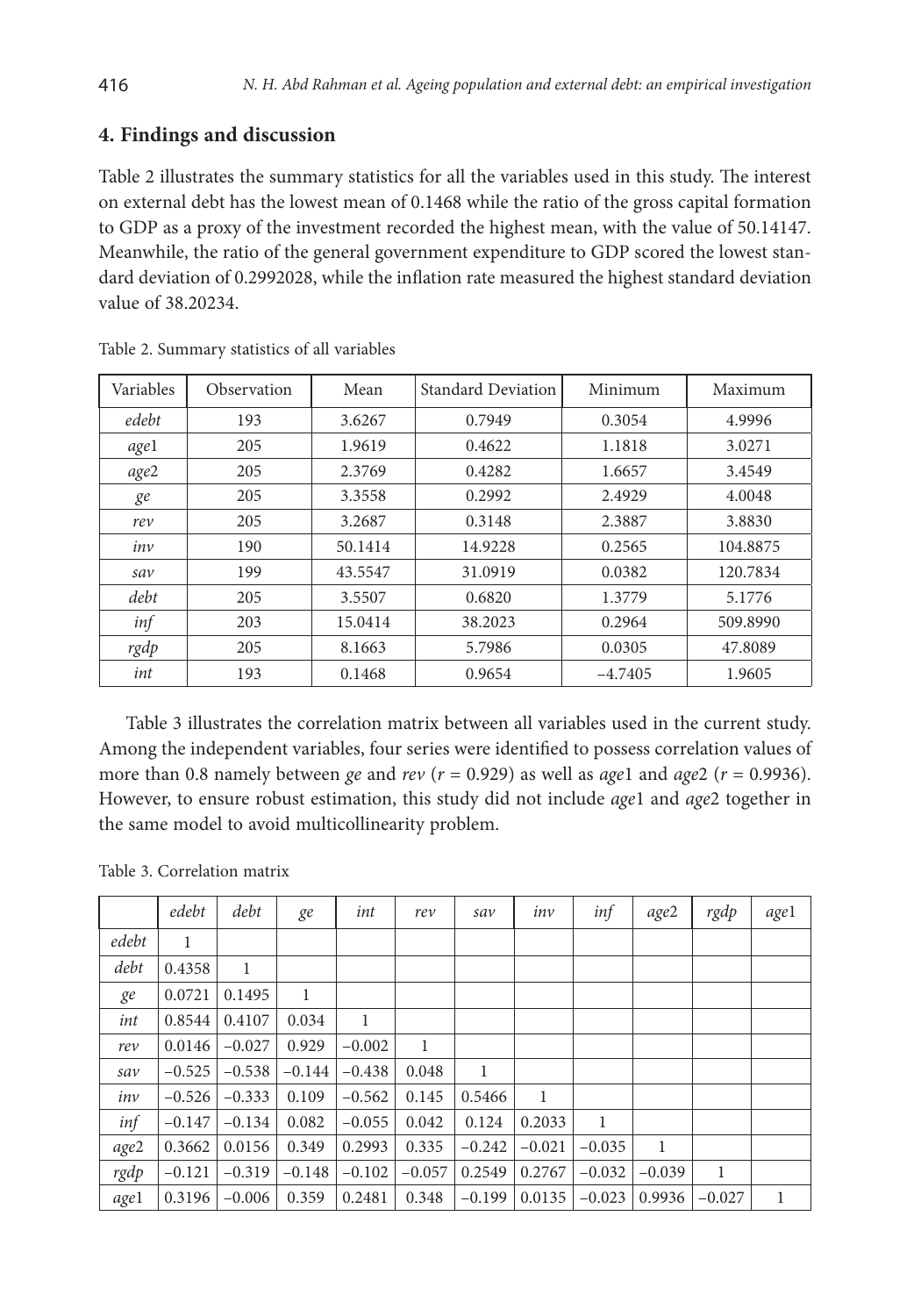## 4. Findings and discussion

Table 2 illustrates the summary statistics for all the variables used in this study. The interest on external debt has the lowest mean of 0.1468 while the ratio of the gross capital formation to GDP as a proxy of the investment recorded the highest mean, with the value of 50.14147. Meanwhile, the ratio of the general government expenditure to GDP scored the lowest standard deviation of 0.2992028, while the inflation rate measured the highest standard deviation value of 38.20234.

Table 2. Summary statistics of all variables

| Variables | Observation | Mean | Standard Deviation | Minimum | Maximum |
|---|---|---|---|---|---|
| *edebt* | 193 | 3.6267 | 0.7949 | 0.3054 | 4.9996 |
| *age*1 | 205 | 1.9619 | 0.4622 | 1.1818 | 3.0271 |
| *age*2 | 205 | 2.3769 | 0.4282 | 1.6657 | 3.4549 |
| *ge* | 205 | 3.3558 | 0.2992 | 2.4929 | 4.0048 |
| *rev* | 205 | 3.2687 | 0.3148 | 2.3887 | 3.8830 |
| *inv* | 190 | 50.1414 | 14.9228 | 0.2565 | 104.8875 |
| *sav* | 199 | 43.5547 | 31.0919 | 0.0382 | 120.7834 |
| *debt* | 205 | 3.5507 | 0.6820 | 1.3779 | 5.1776 |
| *inf* | 203 | 15.0414 | 38.2023 | 0.2964 | 509.8990 |
| *rgdp* | 205 | 8.1663 | 5.7986 | 0.0305 | 47.8089 |
| *int* | 193 | 0.1468 | 0.9654 | −4.7405 | 1.9605 |

Table 3 illustrates the correlation matrix between all variables used in the current study. Among the independent variables, four series were identified to possess correlation values of more than 0.8 namely between *ge* and *rev* ($r$ = 0.929) as well as *age*1 and *age*2 ($r$ = 0.9936). However, to ensure robust estimation, this study did not include *age*1 and *age*2 together in the same model to avoid multicollinearity problem.

Table 3. Correlation matrix

| | *edebt* | *debt* | *ge* | *int* | *rev* | *sav* | *inv* | *inf* | *age*2 | *rgdp* | *age*1 |
|---|---|---|---|---|---|---|---|---|---|---|---|
| *edebt* | 1 | | | | | | | | | | |
| *debt* | 0.4358 | 1 | | | | | | | | | |
| *ge* | 0.0721 | 0.1495 | 1 | | | | | | | | |
| *int* | 0.8544 | 0.4107 | 0.034 | 1 | | | | | | | |
| *rev* | 0.0146 | −0.027 | 0.929 | −0.002 | 1 | | | | | | |
| *sav* | −0.525 | −0.538 | −0.144 | −0.438 | 0.048 | 1 | | | | | |
| *inv* | −0.526 | −0.333 | 0.109 | −0.562 | 0.145 | 0.5466 | 1 | | | | |
| *inf* | −0.147 | −0.134 | 0.082 | −0.055 | 0.042 | 0.124 | 0.2033 | 1 | | | |
| *age*2 | 0.3662 | 0.0156 | 0.349 | 0.2993 | 0.335 | −0.242 | −0.021 | −0.035 | 1 | | |
| *rgdp* | −0.121 | −0.319 | −0.148 | −0.102 | −0.057 | 0.2549 | 0.2767 | −0.032 | −0.039 | 1 | |
| *age*1 | 0.3196 | −0.006 | 0.359 | 0.2481 | 0.348 | −0.199 | 0.0135 | −0.023 | 0.9936 | −0.027 | 1 |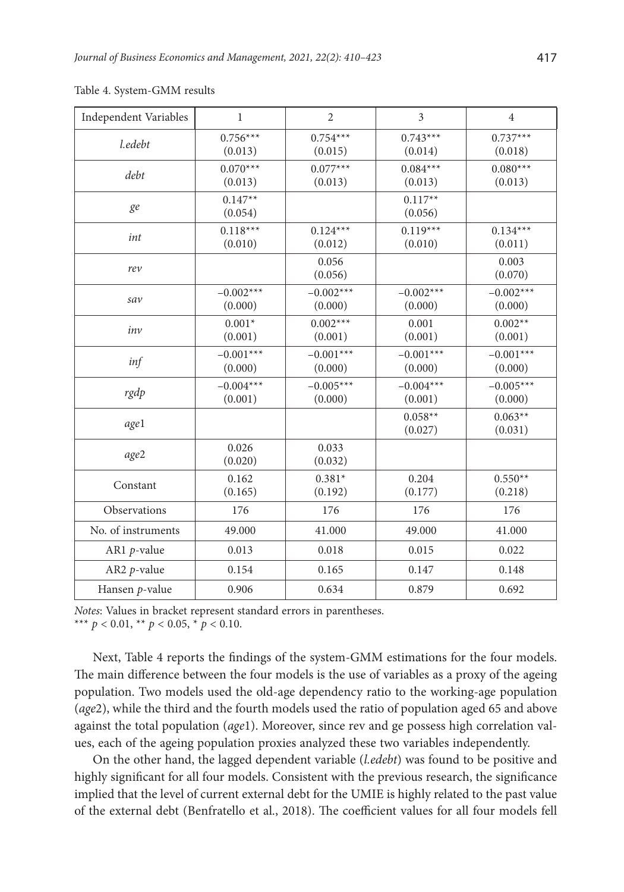Table 4. System-GMM results

| Independent Variables | 1 | 2 | 3 | 4 |
|---|---|---|---|---|
| *l.edebt* | 0.756*** (0.013) | 0.754*** (0.015) | 0.743*** (0.014) | 0.737*** (0.018) |
| *debt* | 0.070*** (0.013) | 0.077*** (0.013) | 0.084*** (0.013) | 0.080*** (0.013) |
| *ge* | 0.147** (0.054) | | 0.117** (0.056) | |
| *int* | 0.118*** (0.010) | 0.124*** (0.012) | 0.119*** (0.010) | 0.134*** (0.011) |
| *rev* | | 0.056 (0.056) | | 0.003 (0.070) |
| *sav* | −0.002*** (0.000) | −0.002*** (0.000) | −0.002*** (0.000) | −0.002*** (0.000) |
| *inv* | 0.001* (0.001) | 0.002*** (0.001) | 0.001 (0.001) | 0.002** (0.001) |
| *inf* | −0.001*** (0.000) | −0.001*** (0.000) | −0.001*** (0.000) | −0.001*** (0.000) |
| *rgdp* | −0.004*** (0.001) | −0.005*** (0.000) | −0.004*** (0.001) | −0.005*** (0.000) |
| *age*1 | | | 0.058** (0.027) | 0.063** (0.031) |
| *age*2 | 0.026 (0.020) | 0.033 (0.032) | | |
| Constant | 0.162 (0.165) | 0.381* (0.192) | 0.204 (0.177) | 0.550** (0.218) |
| Observations | 176 | 176 | 176 | 176 |
| No. of instruments | 49.000 | 41.000 | 49.000 | 41.000 |
| AR1 *p*-value | 0.013 | 0.018 | 0.015 | 0.022 |
| AR2 *p*-value | 0.154 | 0.165 | 0.147 | 0.148 |
| Hansen *p*-value | 0.906 | 0.634 | 0.879 | 0.692 |

*Notes*: Values in bracket represent standard errors in parentheses.
*** $p < 0.01$, ** $p < 0.05$, * $p < 0.10$.

Next, Table 4 reports the findings of the system-GMM estimations for the four models. The main difference between the four models is the use of variables as a proxy of the ageing population. Two models used the old-age dependency ratio to the working-age population (*age*2), while the third and the fourth models used the ratio of population aged 65 and above against the total population (*age*1). Moreover, since rev and ge possess high correlation values, each of the ageing population proxies analyzed these two variables independently.

On the other hand, the lagged dependent variable (*l.edebt*) was found to be positive and highly significant for all four models. Consistent with the previous research, the significance implied that the level of current external debt for the UMIE is highly related to the past value of the external debt (Benfratello et al., 2018). The coefficient values for all four models fell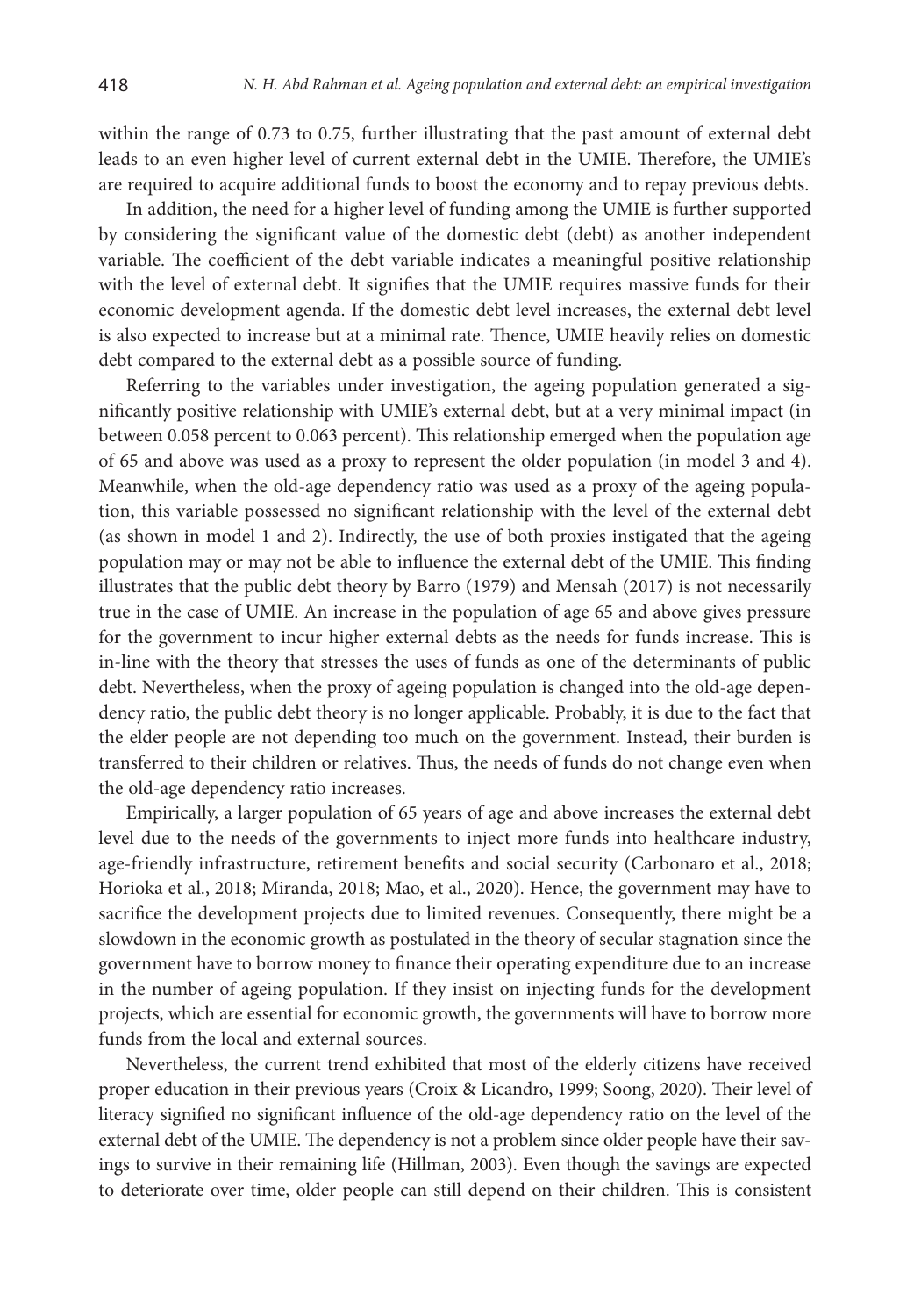within the range of 0.73 to 0.75, further illustrating that the past amount of external debt leads to an even higher level of current external debt in the UMIE. Therefore, the UMIE's are required to acquire additional funds to boost the economy and to repay previous debts.

In addition, the need for a higher level of funding among the UMIE is further supported by considering the significant value of the domestic debt (debt) as another independent variable. The coefficient of the debt variable indicates a meaningful positive relationship with the level of external debt. It signifies that the UMIE requires massive funds for their economic development agenda. If the domestic debt level increases, the external debt level is also expected to increase but at a minimal rate. Thence, UMIE heavily relies on domestic debt compared to the external debt as a possible source of funding.

Referring to the variables under investigation, the ageing population generated a significantly positive relationship with UMIE's external debt, but at a very minimal impact (in between 0.058 percent to 0.063 percent). This relationship emerged when the population age of 65 and above was used as a proxy to represent the older population (in model 3 and 4). Meanwhile, when the old-age dependency ratio was used as a proxy of the ageing population, this variable possessed no significant relationship with the level of the external debt (as shown in model 1 and 2). Indirectly, the use of both proxies instigated that the ageing population may or may not be able to influence the external debt of the UMIE. This finding illustrates that the public debt theory by Barro (1979) and Mensah (2017) is not necessarily true in the case of UMIE. An increase in the population of age 65 and above gives pressure for the government to incur higher external debts as the needs for funds increase. This is in-line with the theory that stresses the uses of funds as one of the determinants of public debt. Nevertheless, when the proxy of ageing population is changed into the old-age dependency ratio, the public debt theory is no longer applicable. Probably, it is due to the fact that the elder people are not depending too much on the government. Instead, their burden is transferred to their children or relatives. Thus, the needs of funds do not change even when the old-age dependency ratio increases.

Empirically, a larger population of 65 years of age and above increases the external debt level due to the needs of the governments to inject more funds into healthcare industry, age-friendly infrastructure, retirement benefits and social security (Carbonaro et al., 2018; Horioka et al., 2018; Miranda, 2018; Mao, et al., 2020). Hence, the government may have to sacrifice the development projects due to limited revenues. Consequently, there might be a slowdown in the economic growth as postulated in the theory of secular stagnation since the government have to borrow money to finance their operating expenditure due to an increase in the number of ageing population. If they insist on injecting funds for the development projects, which are essential for economic growth, the governments will have to borrow more funds from the local and external sources.

Nevertheless, the current trend exhibited that most of the elderly citizens have received proper education in their previous years (Croix & Licandro, 1999; Soong, 2020). Their level of literacy signified no significant influence of the old-age dependency ratio on the level of the external debt of the UMIE. The dependency is not a problem since older people have their savings to survive in their remaining life (Hillman, 2003). Even though the savings are expected to deteriorate over time, older people can still depend on their children. This is consistent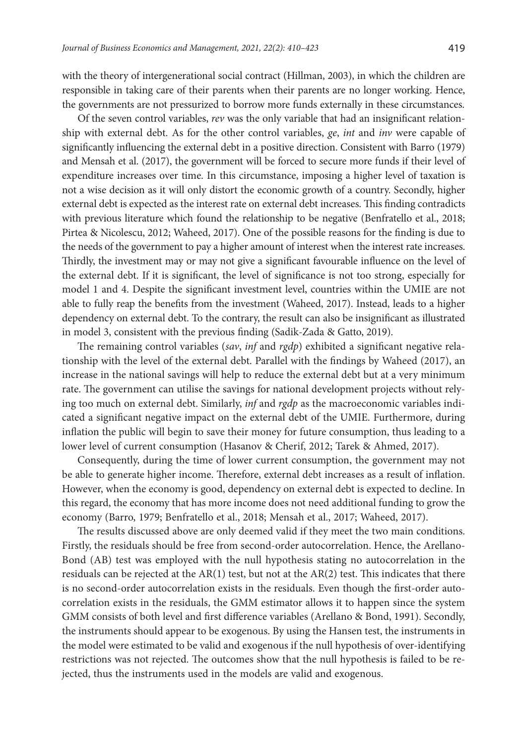with the theory of intergenerational social contract (Hillman, 2003), in which the children are responsible in taking care of their parents when their parents are no longer working. Hence, the governments are not pressurized to borrow more funds externally in these circumstances.

Of the seven control variables, *rev* was the only variable that had an insignificant relationship with external debt. As for the other control variables, *ge*, *int* and *inv* were capable of significantly influencing the external debt in a positive direction. Consistent with Barro (1979) and Mensah et al. (2017), the government will be forced to secure more funds if their level of expenditure increases over time. In this circumstance, imposing a higher level of taxation is not a wise decision as it will only distort the economic growth of a country. Secondly, higher external debt is expected as the interest rate on external debt increases. This finding contradicts with previous literature which found the relationship to be negative (Benfratello et al., 2018; Pirtea & Nicolescu, 2012; Waheed, 2017). One of the possible reasons for the finding is due to the needs of the government to pay a higher amount of interest when the interest rate increases. Thirdly, the investment may or may not give a significant favourable influence on the level of the external debt. If it is significant, the level of significance is not too strong, especially for model 1 and 4. Despite the significant investment level, countries within the UMIE are not able to fully reap the benefits from the investment (Waheed, 2017). Instead, leads to a higher dependency on external debt. To the contrary, the result can also be insignificant as illustrated in model 3, consistent with the previous finding (Sadik-Zada & Gatto, 2019).

The remaining control variables (*sav*, *inf* and *rgdp*) exhibited a significant negative relationship with the level of the external debt. Parallel with the findings by Waheed (2017), an increase in the national savings will help to reduce the external debt but at a very minimum rate. The government can utilise the savings for national development projects without relying too much on external debt. Similarly, *inf* and *rgdp* as the macroeconomic variables indicated a significant negative impact on the external debt of the UMIE. Furthermore, during inflation the public will begin to save their money for future consumption, thus leading to a lower level of current consumption (Hasanov & Cherif, 2012; Tarek & Ahmed, 2017).

Consequently, during the time of lower current consumption, the government may not be able to generate higher income. Therefore, external debt increases as a result of inflation. However, when the economy is good, dependency on external debt is expected to decline. In this regard, the economy that has more income does not need additional funding to grow the economy (Barro, 1979; Benfratello et al., 2018; Mensah et al., 2017; Waheed, 2017).

The results discussed above are only deemed valid if they meet the two main conditions. Firstly, the residuals should be free from second-order autocorrelation. Hence, the Arellano-Bond (AB) test was employed with the null hypothesis stating no autocorrelation in the residuals can be rejected at the AR(1) test, but not at the AR(2) test. This indicates that there is no second-order autocorrelation exists in the residuals. Even though the first-order autocorrelation exists in the residuals, the GMM estimator allows it to happen since the system GMM consists of both level and first difference variables (Arellano & Bond, 1991). Secondly, the instruments should appear to be exogenous. By using the Hansen test, the instruments in the model were estimated to be valid and exogenous if the null hypothesis of over-identifying restrictions was not rejected. The outcomes show that the null hypothesis is failed to be rejected, thus the instruments used in the models are valid and exogenous.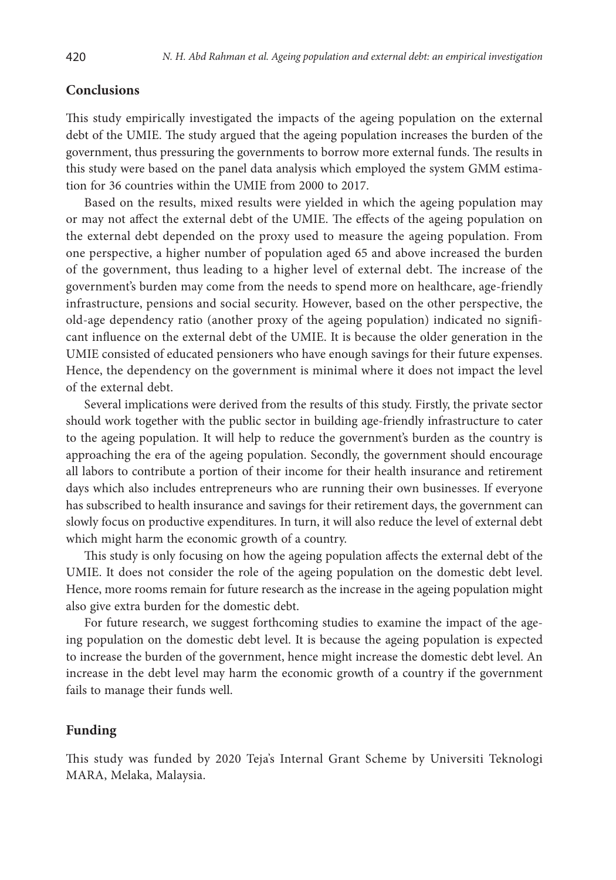## Conclusions

This study empirically investigated the impacts of the ageing population on the external debt of the UMIE. The study argued that the ageing population increases the burden of the government, thus pressuring the governments to borrow more external funds. The results in this study were based on the panel data analysis which employed the system GMM estimation for 36 countries within the UMIE from 2000 to 2017.

Based on the results, mixed results were yielded in which the ageing population may or may not affect the external debt of the UMIE. The effects of the ageing population on the external debt depended on the proxy used to measure the ageing population. From one perspective, a higher number of population aged 65 and above increased the burden of the government, thus leading to a higher level of external debt. The increase of the government's burden may come from the needs to spend more on healthcare, age-friendly infrastructure, pensions and social security. However, based on the other perspective, the old-age dependency ratio (another proxy of the ageing population) indicated no significant influence on the external debt of the UMIE. It is because the older generation in the UMIE consisted of educated pensioners who have enough savings for their future expenses. Hence, the dependency on the government is minimal where it does not impact the level of the external debt.

Several implications were derived from the results of this study. Firstly, the private sector should work together with the public sector in building age-friendly infrastructure to cater to the ageing population. It will help to reduce the government's burden as the country is approaching the era of the ageing population. Secondly, the government should encourage all labors to contribute a portion of their income for their health insurance and retirement days which also includes entrepreneurs who are running their own businesses. If everyone has subscribed to health insurance and savings for their retirement days, the government can slowly focus on productive expenditures. In turn, it will also reduce the level of external debt which might harm the economic growth of a country.

This study is only focusing on how the ageing population affects the external debt of the UMIE. It does not consider the role of the ageing population on the domestic debt level. Hence, more rooms remain for future research as the increase in the ageing population might also give extra burden for the domestic debt.

For future research, we suggest forthcoming studies to examine the impact of the ageing population on the domestic debt level. It is because the ageing population is expected to increase the burden of the government, hence might increase the domestic debt level. An increase in the debt level may harm the economic growth of a country if the government fails to manage their funds well.

## Funding

This study was funded by 2020 Teja's Internal Grant Scheme by Universiti Teknologi MARA, Melaka, Malaysia.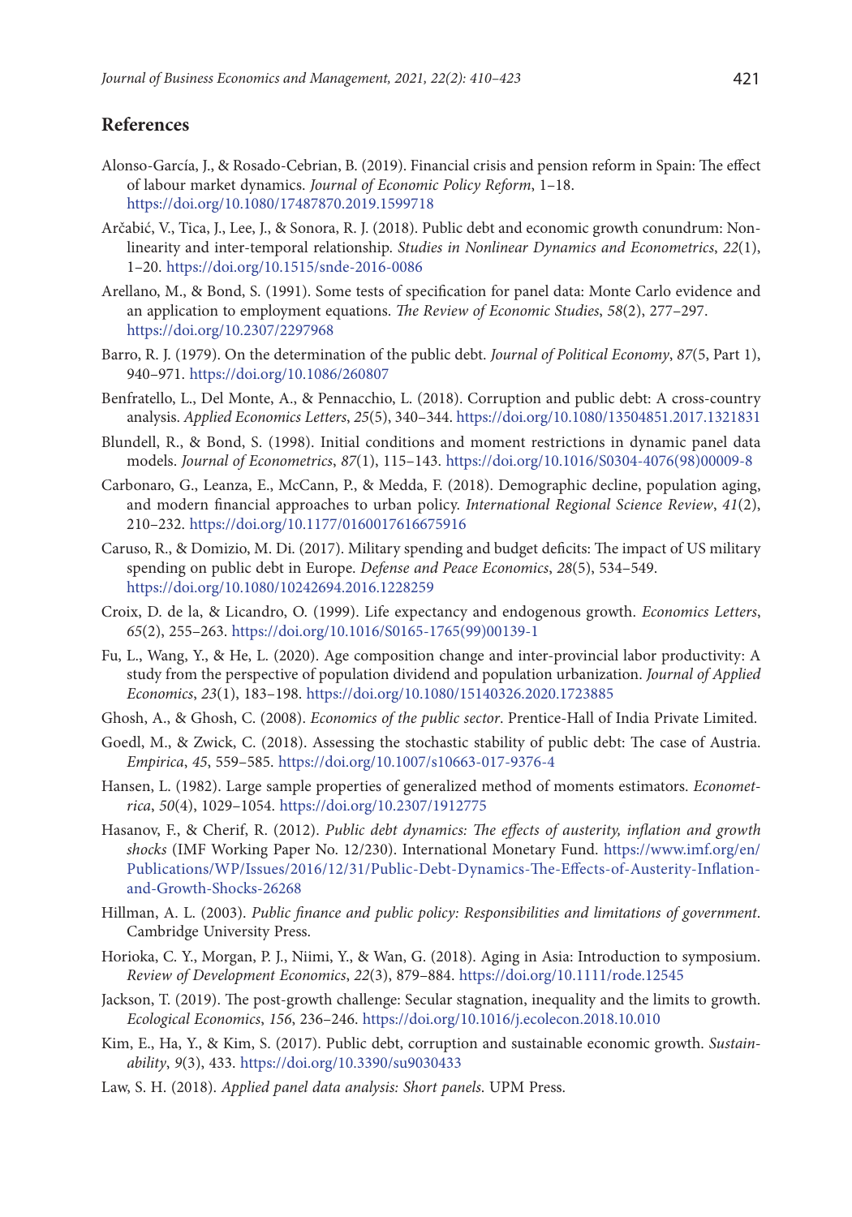## References

Alonso-García, J., & Rosado-Cebrian, B. (2019). Financial crisis and pension reform in Spain: The effect of labour market dynamics. *Journal of Economic Policy Reform*, 1–18. https://doi.org/10.1080/17487870.2019.1599718

Arčabić, V., Tica, J., Lee, J., & Sonora, R. J. (2018). Public debt and economic growth conundrum: Nonlinearity and inter-temporal relationship. *Studies in Nonlinear Dynamics and Econometrics*, *22*(1), 1–20. https://doi.org/10.1515/snde-2016-0086

Arellano, M., & Bond, S. (1991). Some tests of specification for panel data: Monte Carlo evidence and an application to employment equations. *The Review of Economic Studies*, *58*(2), 277–297. https://doi.org/10.2307/2297968

Barro, R. J. (1979). On the determination of the public debt. *Journal of Political Economy*, *87*(5, Part 1), 940–971. https://doi.org/10.1086/260807

Benfratello, L., Del Monte, A., & Pennacchio, L. (2018). Corruption and public debt: A cross-country analysis. *Applied Economics Letters*, *25*(5), 340–344. https://doi.org/10.1080/13504851.2017.1321831

Blundell, R., & Bond, S. (1998). Initial conditions and moment restrictions in dynamic panel data models. *Journal of Econometrics*, *87*(1), 115–143. https://doi.org/10.1016/S0304-4076(98)00009-8

Carbonaro, G., Leanza, E., McCann, P., & Medda, F. (2018). Demographic decline, population aging, and modern financial approaches to urban policy. *International Regional Science Review*, *41*(2), 210–232. https://doi.org/10.1177/0160017616675916

Caruso, R., & Domizio, M. Di. (2017). Military spending and budget deficits: The impact of US military spending on public debt in Europe. *Defense and Peace Economics*, *28*(5), 534–549. https://doi.org/10.1080/10242694.2016.1228259

Croix, D. de la, & Licandro, O. (1999). Life expectancy and endogenous growth. *Economics Letters*, *65*(2), 255–263. https://doi.org/10.1016/S0165-1765(99)00139-1

Fu, L., Wang, Y., & He, L. (2020). Age composition change and inter-provincial labor productivity: A study from the perspective of population dividend and population urbanization. *Journal of Applied Economics*, *23*(1), 183–198. https://doi.org/10.1080/15140326.2020.1723885

Ghosh, A., & Ghosh, C. (2008). *Economics of the public sector*. Prentice-Hall of India Private Limited.

Goedl, M., & Zwick, C. (2018). Assessing the stochastic stability of public debt: The case of Austria. *Empirica*, *45*, 559–585. https://doi.org/10.1007/s10663-017-9376-4

Hansen, L. (1982). Large sample properties of generalized method of moments estimators. *Econometrica*, *50*(4), 1029–1054. https://doi.org/10.2307/1912775

Hasanov, F., & Cherif, R. (2012). *Public debt dynamics: The effects of austerity, inflation and growth shocks* (IMF Working Paper No. 12/230). International Monetary Fund. https://www.imf.org/en/Publications/WP/Issues/2016/12/31/Public-Debt-Dynamics-The-Effects-of-Austerity-Inflation-and-Growth-Shocks-26268

Hillman, A. L. (2003). *Public finance and public policy: Responsibilities and limitations of government*. Cambridge University Press.

Horioka, C. Y., Morgan, P. J., Niimi, Y., & Wan, G. (2018). Aging in Asia: Introduction to symposium. *Review of Development Economics*, *22*(3), 879–884. https://doi.org/10.1111/rode.12545

Jackson, T. (2019). The post-growth challenge: Secular stagnation, inequality and the limits to growth. *Ecological Economics*, *156*, 236–246. https://doi.org/10.1016/j.ecolecon.2018.10.010

Kim, E., Ha, Y., & Kim, S. (2017). Public debt, corruption and sustainable economic growth. *Sustainability*, *9*(3), 433. https://doi.org/10.3390/su9030433

Law, S. H. (2018). *Applied panel data analysis: Short panels*. UPM Press.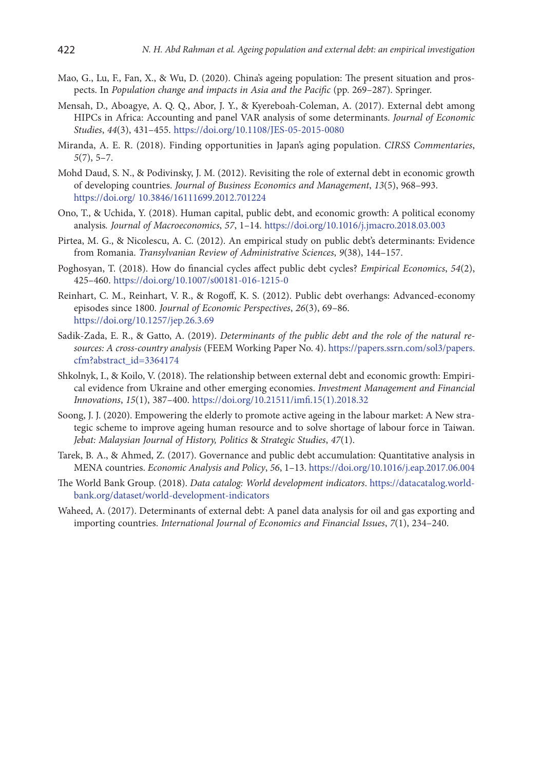Mao, G., Lu, F., Fan, X., & Wu, D. (2020). China's ageing population: The present situation and prospects. In *Population change and impacts in Asia and the Pacific* (pp. 269–287). Springer.

Mensah, D., Aboagye, A. Q. Q., Abor, J. Y., & Kyereboah-Coleman, A. (2017). External debt among HIPCs in Africa: Accounting and panel VAR analysis of some determinants. *Journal of Economic Studies*, *44*(3), 431–455. https://doi.org/10.1108/JES-05-2015-0080

Miranda, A. E. R. (2018). Finding opportunities in Japan's aging population. *CIRSS Commentaries*, *5*(7), 5–7.

Mohd Daud, S. N., & Podivinsky, J. M. (2012). Revisiting the role of external debt in economic growth of developing countries. *Journal of Business Economics and Management*, *13*(5), 968–993. https://doi.org/ 10.3846/16111699.2012.701224

Ono, T., & Uchida, Y. (2018). Human capital, public debt, and economic growth: A political economy analysis. *Journal of Macroeconomics*, *57*, 1–14. https://doi.org/10.1016/j.jmacro.2018.03.003

Pirtea, M. G., & Nicolescu, A. C. (2012). An empirical study on public debt's determinants: Evidence from Romania. *Transylvanian Review of Administrative Sciences*, *9*(38), 144–157.

Poghosyan, T. (2018). How do financial cycles affect public debt cycles? *Empirical Economics*, *54*(2), 425–460. https://doi.org/10.1007/s00181-016-1215-0

Reinhart, C. M., Reinhart, V. R., & Rogoff, K. S. (2012). Public debt overhangs: Advanced-economy episodes since 1800. *Journal of Economic Perspectives*, *26*(3), 69–86. https://doi.org/10.1257/jep.26.3.69

Sadik-Zada, E. R., & Gatto, A. (2019). *Determinants of the public debt and the role of the natural resources: A cross-country analysis* (FEEM Working Paper No. 4). https://papers.ssrn.com/sol3/papers.cfm?abstract_id=3364174

Shkolnyk, I., & Koilo, V. (2018). The relationship between external debt and economic growth: Empirical evidence from Ukraine and other emerging economies. *Investment Management and Financial Innovations*, *15*(1), 387–400. https://doi.org/10.21511/imfi.15(1).2018.32

Soong, J. J. (2020). Empowering the elderly to promote active ageing in the labour market: A New strategic scheme to improve ageing human resource and to solve shortage of labour force in Taiwan. *Jebat: Malaysian Journal of History, Politics & Strategic Studies*, *47*(1).

Tarek, B. A., & Ahmed, Z. (2017). Governance and public debt accumulation: Quantitative analysis in MENA countries. *Economic Analysis and Policy*, *56*, 1–13. https://doi.org/10.1016/j.eap.2017.06.004

The World Bank Group. (2018). *Data catalog: World development indicators*. https://datacatalog.worldbank.org/dataset/world-development-indicators

Waheed, A. (2017). Determinants of external debt: A panel data analysis for oil and gas exporting and importing countries. *International Journal of Economics and Financial Issues*, *7*(1), 234–240.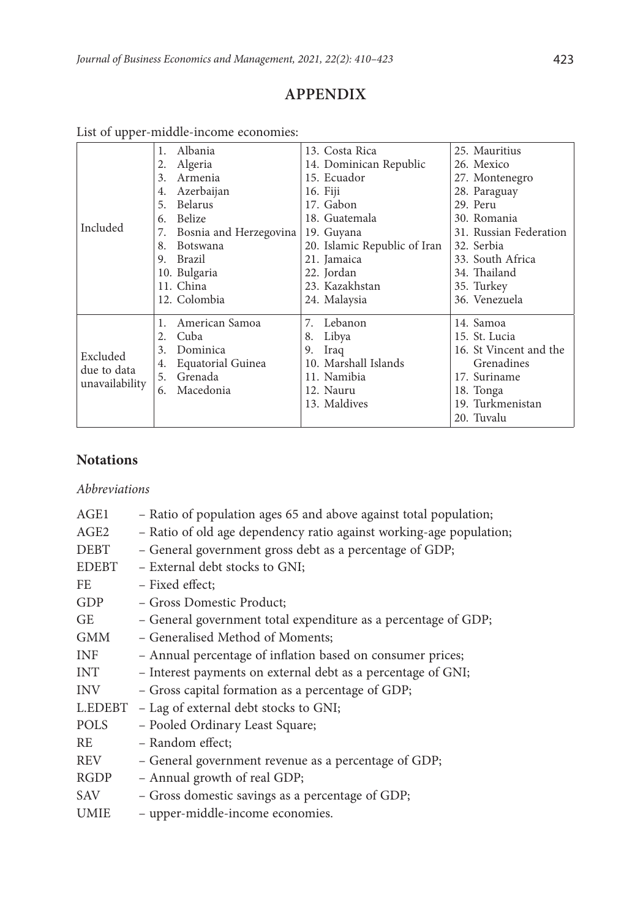# APPENDIX

List of upper-middle-income economies:

| | | | |
|---|---|---|---|
| Included | 1. Albania<br>2. Algeria<br>3. Armenia<br>4. Azerbaijan<br>5. Belarus<br>6. Belize<br>7. Bosnia and Herzegovina<br>8. Botswana<br>9. Brazil<br>10. Bulgaria<br>11. China<br>12. Colombia | 13. Costa Rica<br>14. Dominican Republic<br>15. Ecuador<br>16. Fiji<br>17. Gabon<br>18. Guatemala<br>19. Guyana<br>20. Islamic Republic of Iran<br>21. Jamaica<br>22. Jordan<br>23. Kazakhstan<br>24. Malaysia | 25. Mauritius<br>26. Mexico<br>27. Montenegro<br>28. Paraguay<br>29. Peru<br>30. Romania<br>31. Russian Federation<br>32. Serbia<br>33. South Africa<br>34. Thailand<br>35. Turkey<br>36. Venezuela |
| Excluded due to data unavailability | 1. American Samoa<br>2. Cuba<br>3. Dominica<br>4. Equatorial Guinea<br>5. Grenada<br>6. Macedonia | 7. Lebanon<br>8. Libya<br>9. Iraq<br>10. Marshall Islands<br>11. Namibia<br>12. Nauru<br>13. Maldives | 14. Samoa<br>15. St. Lucia<br>16. St Vincent and the Grenadines<br>17. Suriname<br>18. Tonga<br>19. Turkmenistan<br>20. Tuvalu |

## Notations

*Abbreviations*

AGE1 – Ratio of population ages 65 and above against total population;
AGE2 – Ratio of old age dependency ratio against working-age population;
DEBT – General government gross debt as a percentage of GDP;
EDEBT – External debt stocks to GNI;
FE – Fixed effect;
GDP – Gross Domestic Product;
GE – General government total expenditure as a percentage of GDP;
GMM – Generalised Method of Moments;
INF – Annual percentage of inflation based on consumer prices;
INT – Interest payments on external debt as a percentage of GNI;
INV – Gross capital formation as a percentage of GDP;
L.EDEBT – Lag of external debt stocks to GNI;
POLS – Pooled Ordinary Least Square;
RE – Random effect;
REV – General government revenue as a percentage of GDP;
RGDP – Annual growth of real GDP;
SAV – Gross domestic savings as a percentage of GDP;
UMIE – upper-middle-income economies.